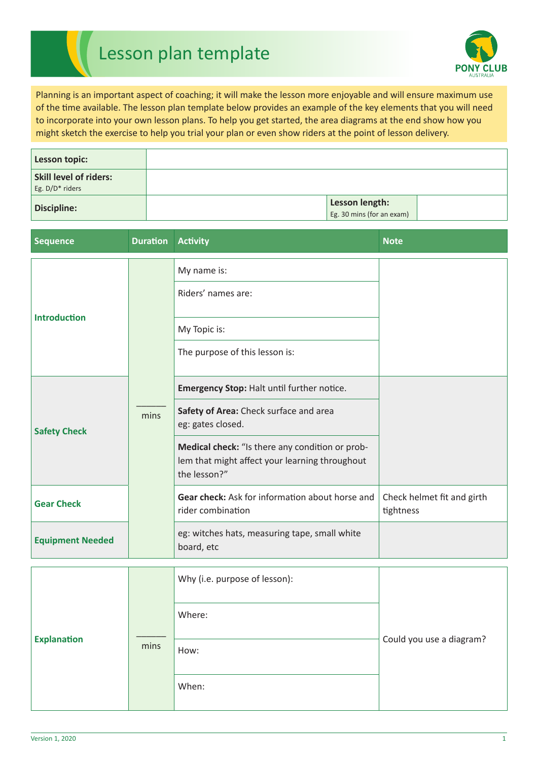# Lesson plan template

PONY CLUB AUSTRALIA

Planning is an important aspect of coaching; it will make the lesson more enjoyable and will ensure maximum use of the time available. The lesson plan template below provides an example of the key elements that you will need to incorporate into your own lesson plans. To help you get started, the area diagrams at the end show how you might sketch the exercise to help you trial your plan or even show riders at the point of lesson delivery.

| | | | |
|---|---|---|---|
| **Lesson topic:** | | | |
| **Skill level of riders:** Eg. D/D* riders | | | |
| **Discipline:** | | **Lesson length:** Eg. 30 mins (for an exam) | |

| Sequence | Duration | Activity | Note |
|---|---|---|---|
| **Introduction** | ______ mins | My name is: | |
| | | Riders' names are: | |
| | | My Topic is: | |
| | | The purpose of this lesson is: | |
| **Safety Check** | | **Emergency Stop:** Halt until further notice. | |
| | | **Safety of Area:** Check surface and area eg: gates closed. | |
| | | **Medical check:** "Is there any condition or problem that might affect your learning throughout the lesson?" | |
| **Gear Check** | | **Gear check:** Ask for information about horse and rider combination | Check helmet fit and girth tightness |
| **Equipment Needed** | | eg: witches hats, measuring tape, small white board, etc | |
| **Explanation** | ______ mins | Why (i.e. purpose of lesson): | Could you use a diagram? |
| | | Where: | |
| | | How: | |
| | | When: | |

Version 1, 2020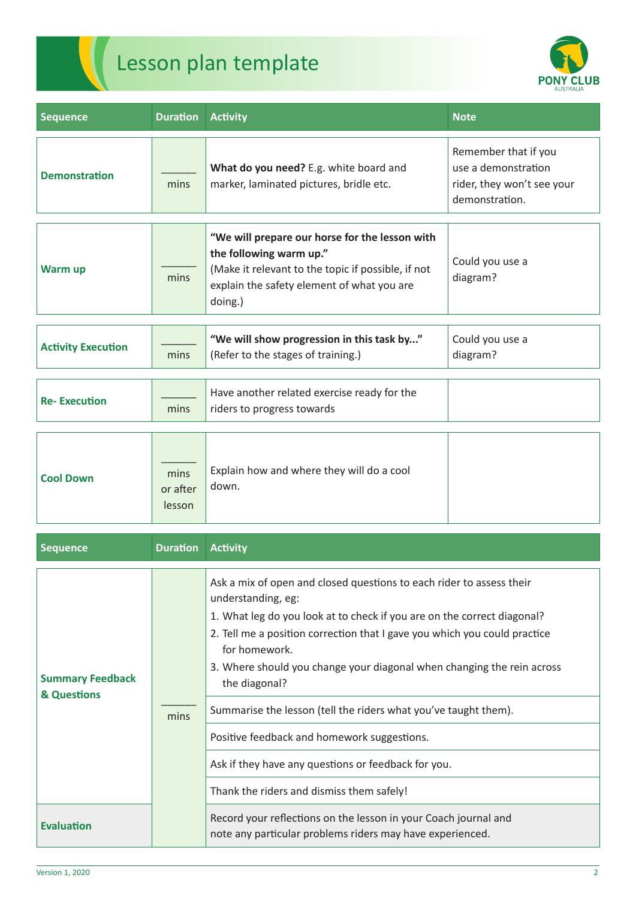# Lesson plan template

| Sequence | Duration | Activity | Note |
|---|---|---|---|
| **Demonstration** | ______ mins | **What do you need?** E.g. white board and marker, laminated pictures, bridle etc. | Remember that if you use a demonstration rider, they won't see your demonstration. |
| **Warm up** | ______ mins | **"We will prepare our horse for the lesson with the following warm up."** (Make it relevant to the topic if possible, if not explain the safety element of what you are doing.) | Could you use a diagram? |
| **Activity Execution** | ______ mins | **"We will show progression in this task by..."** (Refer to the stages of training.) | Could you use a diagram? |
| **Re- Execution** | ______ mins | Have another related exercise ready for the riders to progress towards | |
| **Cool Down** | ______ mins or after lesson | Explain how and where they will do a cool down. | |

| Sequence | Duration | Activity |
|---|---|---|
| **Summary Feedback & Questions** | ______ mins | Ask a mix of open and closed questions to each rider to assess their understanding, eg:<br>1. What leg do you look at to check if you are on the correct diagonal?<br>2. Tell me a position correction that I gave you which you could practice for homework.<br>3. Where should you change your diagonal when changing the rein across the diagonal? |
| | | Summarise the lesson (tell the riders what you've taught them). |
| | | Positive feedback and homework suggestions. |
| | | Ask if they have any questions or feedback for you. |
| | | Thank the riders and dismiss them safely! |
| **Evaluation** | | Record your reflections on the lesson in your Coach journal and note any particular problems riders may have experienced. |

Version 1, 2020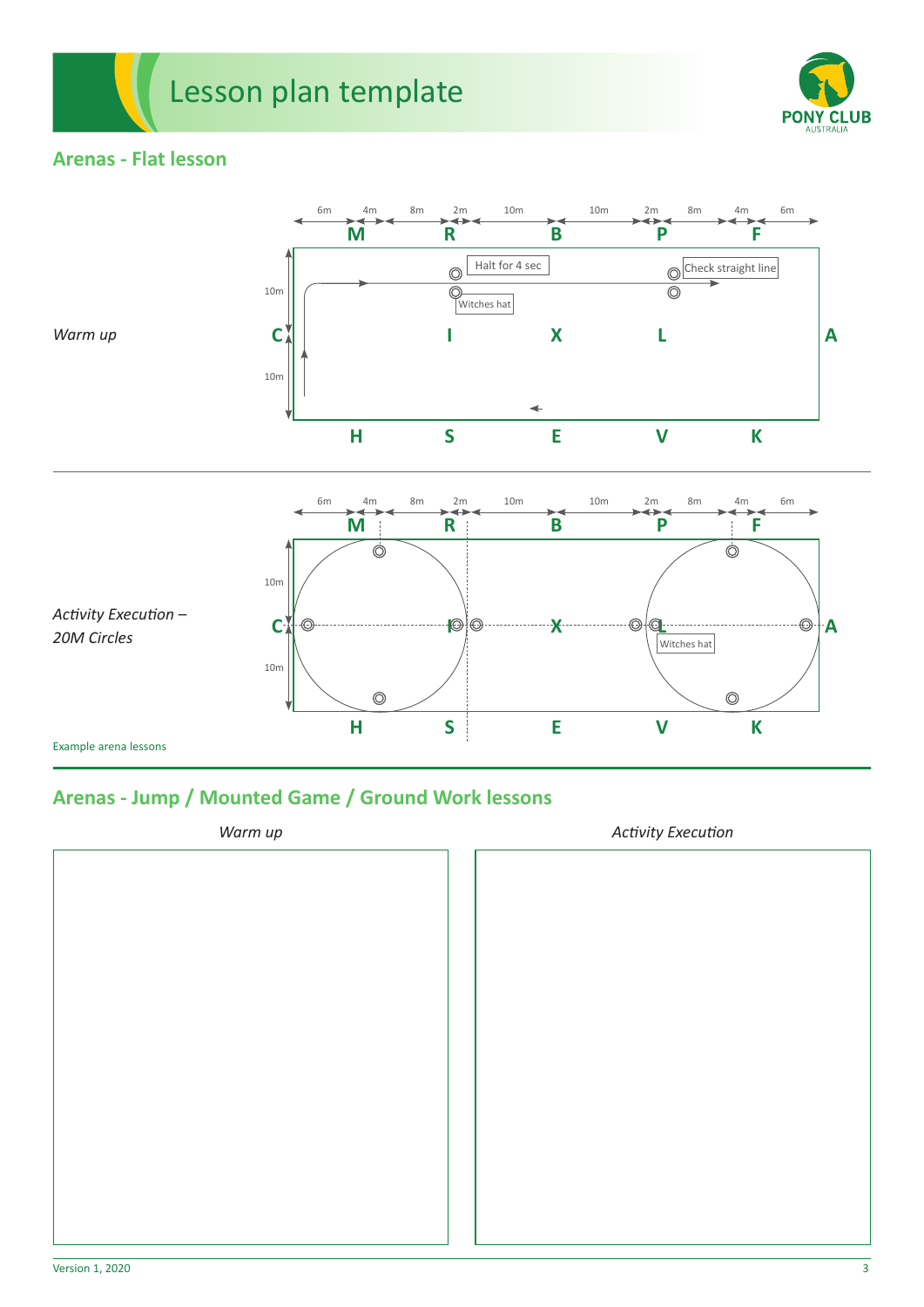# Lesson plan template

## Arenas - Flat lesson

*Warm up*

6m 4m 8m 2m 10m 10m 2m 8m 4m 6m

M R B P F

Halt for 4 sec

Check straight line

Witches hat

10m

10m

C I X L A

H S E V K

*Activity Execution – 20M Circles*

6m 4m 8m 2m 10m 10m 2m 8m 4m 6m

M R B P F

10m

10m

C I X L A

Witches hat

H S E V K

Example arena lessons

## Arenas - Jump / Mounted Game / Ground Work lessons

*Warm up*

*Activity Execution*

Version 1, 2020